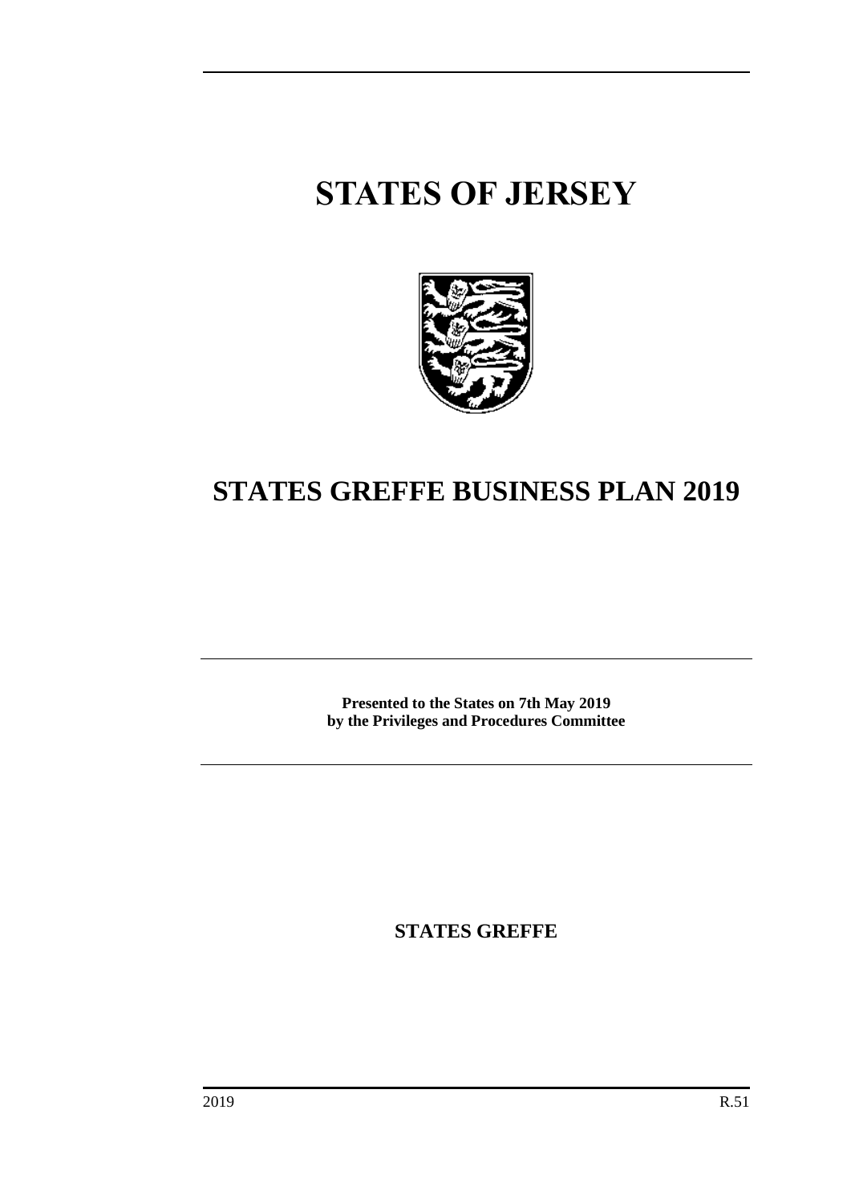# STATES OF JERSEY

# STATES GREFFE BUSINESS PLAN 2019

**Presented to the States on 7th May 2019**
**by the Privileges and Procedures Committee**

**STATES GREFFE**

2019 R.51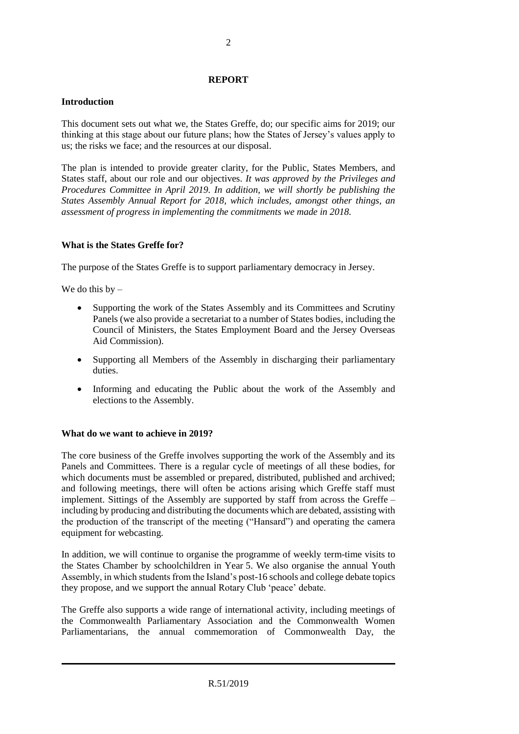## REPORT

### Introduction

This document sets out what we, the States Greffe, do; our specific aims for 2019; our thinking at this stage about our future plans; how the States of Jersey's values apply to us; the risks we face; and the resources at our disposal.

The plan is intended to provide greater clarity, for the Public, States Members, and States staff, about our role and our objectives. *It was approved by the Privileges and Procedures Committee in April 2019. In addition, we will shortly be publishing the States Assembly Annual Report for 2018, which includes, amongst other things, an assessment of progress in implementing the commitments we made in 2018.*

### What is the States Greffe for?

The purpose of the States Greffe is to support parliamentary democracy in Jersey.

We do this by –

- Supporting the work of the States Assembly and its Committees and Scrutiny Panels (we also provide a secretariat to a number of States bodies, including the Council of Ministers, the States Employment Board and the Jersey Overseas Aid Commission).
- Supporting all Members of the Assembly in discharging their parliamentary duties.
- Informing and educating the Public about the work of the Assembly and elections to the Assembly.

### What do we want to achieve in 2019?

The core business of the Greffe involves supporting the work of the Assembly and its Panels and Committees. There is a regular cycle of meetings of all these bodies, for which documents must be assembled or prepared, distributed, published and archived; and following meetings, there will often be actions arising which Greffe staff must implement. Sittings of the Assembly are supported by staff from across the Greffe – including by producing and distributing the documents which are debated, assisting with the production of the transcript of the meeting ("Hansard") and operating the camera equipment for webcasting.

In addition, we will continue to organise the programme of weekly term-time visits to the States Chamber by schoolchildren in Year 5. We also organise the annual Youth Assembly, in which students from the Island's post-16 schools and college debate topics they propose, and we support the annual Rotary Club 'peace' debate.

The Greffe also supports a wide range of international activity, including meetings of the Commonwealth Parliamentary Association and the Commonwealth Women Parliamentarians, the annual commemoration of Commonwealth Day, the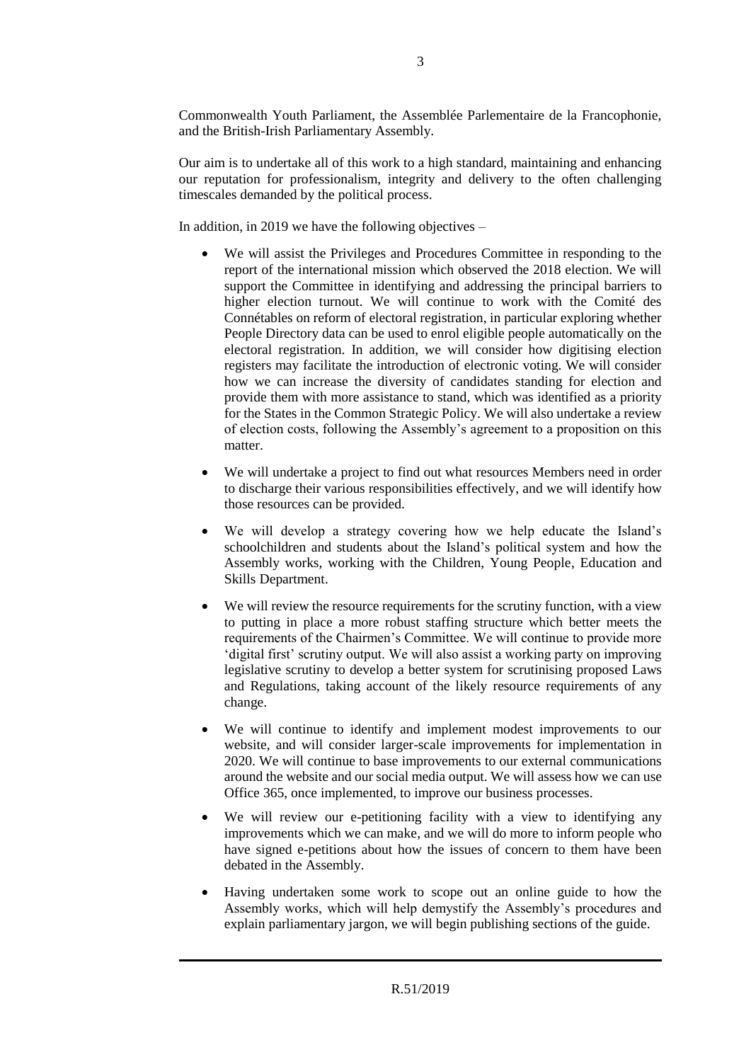Commonwealth Youth Parliament, the Assemblée Parlementaire de la Francophonie, and the British-Irish Parliamentary Assembly.

Our aim is to undertake all of this work to a high standard, maintaining and enhancing our reputation for professionalism, integrity and delivery to the often challenging timescales demanded by the political process.

In addition, in 2019 we have the following objectives –

- We will assist the Privileges and Procedures Committee in responding to the report of the international mission which observed the 2018 election. We will support the Committee in identifying and addressing the principal barriers to higher election turnout. We will continue to work with the Comité des Connétables on reform of electoral registration, in particular exploring whether People Directory data can be used to enrol eligible people automatically on the electoral registration. In addition, we will consider how digitising election registers may facilitate the introduction of electronic voting. We will consider how we can increase the diversity of candidates standing for election and provide them with more assistance to stand, which was identified as a priority for the States in the Common Strategic Policy. We will also undertake a review of election costs, following the Assembly's agreement to a proposition on this matter.

- We will undertake a project to find out what resources Members need in order to discharge their various responsibilities effectively, and we will identify how those resources can be provided.

- We will develop a strategy covering how we help educate the Island's schoolchildren and students about the Island's political system and how the Assembly works, working with the Children, Young People, Education and Skills Department.

- We will review the resource requirements for the scrutiny function, with a view to putting in place a more robust staffing structure which better meets the requirements of the Chairmen's Committee. We will continue to provide more 'digital first' scrutiny output. We will also assist a working party on improving legislative scrutiny to develop a better system for scrutinising proposed Laws and Regulations, taking account of the likely resource requirements of any change.

- We will continue to identify and implement modest improvements to our website, and will consider larger-scale improvements for implementation in 2020. We will continue to base improvements to our external communications around the website and our social media output. We will assess how we can use Office 365, once implemented, to improve our business processes.

- We will review our e-petitioning facility with a view to identifying any improvements which we can make, and we will do more to inform people who have signed e-petitions about how the issues of concern to them have been debated in the Assembly.

- Having undertaken some work to scope out an online guide to how the Assembly works, which will help demystify the Assembly's procedures and explain parliamentary jargon, we will begin publishing sections of the guide.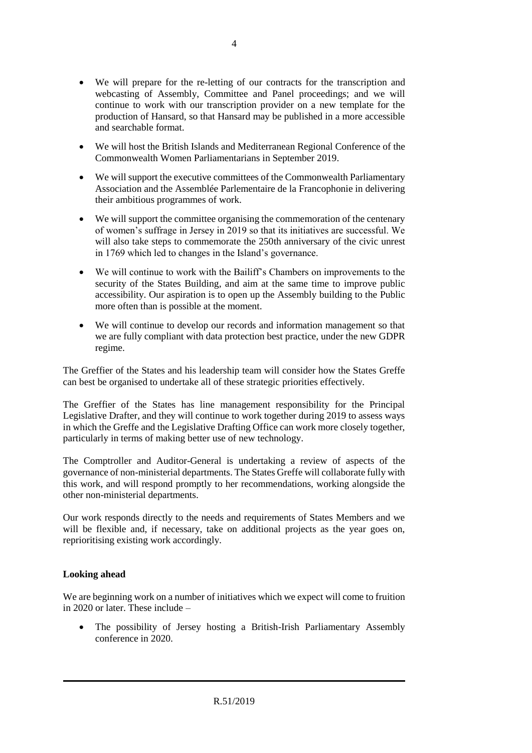- We will prepare for the re-letting of our contracts for the transcription and webcasting of Assembly, Committee and Panel proceedings; and we will continue to work with our transcription provider on a new template for the production of Hansard, so that Hansard may be published in a more accessible and searchable format.
- We will host the British Islands and Mediterranean Regional Conference of the Commonwealth Women Parliamentarians in September 2019.
- We will support the executive committees of the Commonwealth Parliamentary Association and the Assemblée Parlementaire de la Francophonie in delivering their ambitious programmes of work.
- We will support the committee organising the commemoration of the centenary of women's suffrage in Jersey in 2019 so that its initiatives are successful. We will also take steps to commemorate the 250th anniversary of the civic unrest in 1769 which led to changes in the Island's governance.
- We will continue to work with the Bailiff's Chambers on improvements to the security of the States Building, and aim at the same time to improve public accessibility. Our aspiration is to open up the Assembly building to the Public more often than is possible at the moment.
- We will continue to develop our records and information management so that we are fully compliant with data protection best practice, under the new GDPR regime.

The Greffier of the States and his leadership team will consider how the States Greffe can best be organised to undertake all of these strategic priorities effectively.

The Greffier of the States has line management responsibility for the Principal Legislative Drafter, and they will continue to work together during 2019 to assess ways in which the Greffe and the Legislative Drafting Office can work more closely together, particularly in terms of making better use of new technology.

The Comptroller and Auditor-General is undertaking a review of aspects of the governance of non-ministerial departments. The States Greffe will collaborate fully with this work, and will respond promptly to her recommendations, working alongside the other non-ministerial departments.

Our work responds directly to the needs and requirements of States Members and we will be flexible and, if necessary, take on additional projects as the year goes on, reprioritising existing work accordingly.

**Looking ahead**

We are beginning work on a number of initiatives which we expect will come to fruition in 2020 or later. These include –

- The possibility of Jersey hosting a British-Irish Parliamentary Assembly conference in 2020.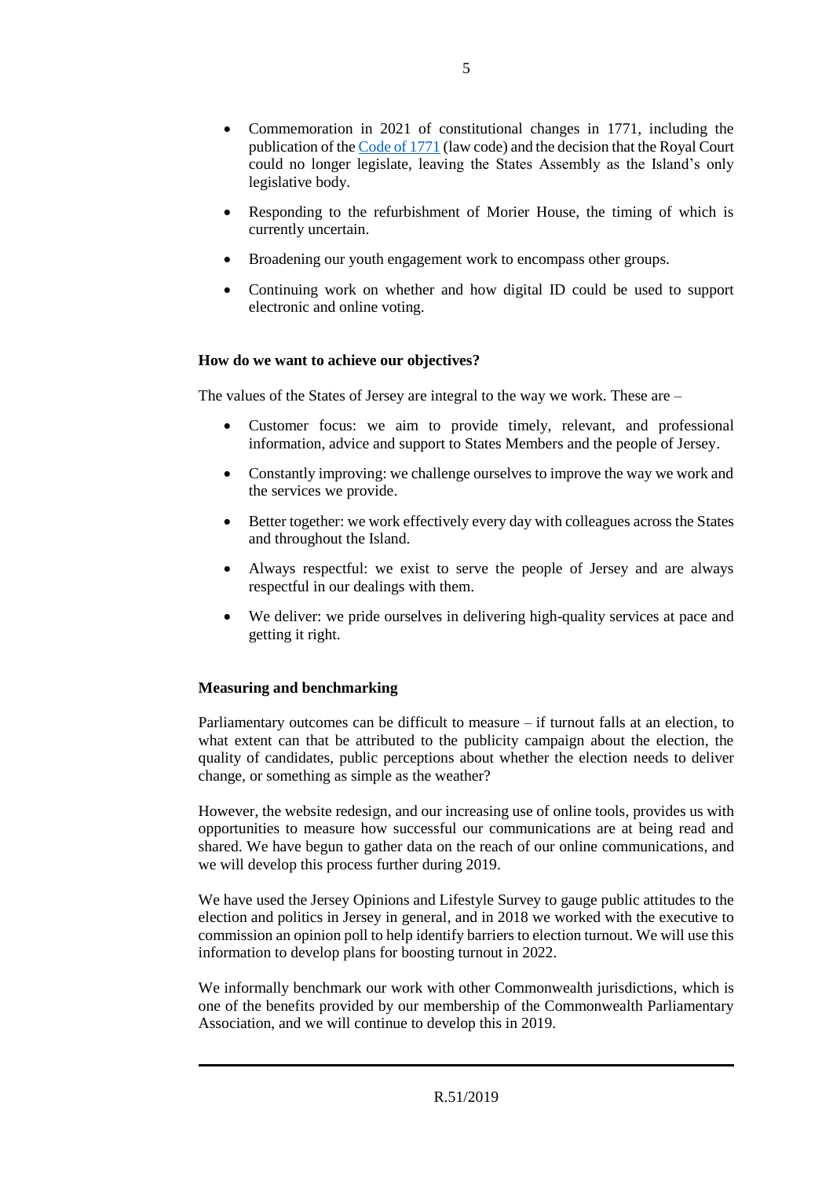- Commemoration in 2021 of constitutional changes in 1771, including the publication of the [Code of 1771](https://) (law code) and the decision that the Royal Court could no longer legislate, leaving the States Assembly as the Island's only legislative body.
- Responding to the refurbishment of Morier House, the timing of which is currently uncertain.
- Broadening our youth engagement work to encompass other groups.
- Continuing work on whether and how digital ID could be used to support electronic and online voting.

**How do we want to achieve our objectives?**

The values of the States of Jersey are integral to the way we work. These are –

- Customer focus: we aim to provide timely, relevant, and professional information, advice and support to States Members and the people of Jersey.
- Constantly improving: we challenge ourselves to improve the way we work and the services we provide.
- Better together: we work effectively every day with colleagues across the States and throughout the Island.
- Always respectful: we exist to serve the people of Jersey and are always respectful in our dealings with them.
- We deliver: we pride ourselves in delivering high-quality services at pace and getting it right.

**Measuring and benchmarking**

Parliamentary outcomes can be difficult to measure – if turnout falls at an election, to what extent can that be attributed to the publicity campaign about the election, the quality of candidates, public perceptions about whether the election needs to deliver change, or something as simple as the weather?

However, the website redesign, and our increasing use of online tools, provides us with opportunities to measure how successful our communications are at being read and shared. We have begun to gather data on the reach of our online communications, and we will develop this process further during 2019.

We have used the Jersey Opinions and Lifestyle Survey to gauge public attitudes to the election and politics in Jersey in general, and in 2018 we worked with the executive to commission an opinion poll to help identify barriers to election turnout. We will use this information to develop plans for boosting turnout in 2022.

We informally benchmark our work with other Commonwealth jurisdictions, which is one of the benefits provided by our membership of the Commonwealth Parliamentary Association, and we will continue to develop this in 2019.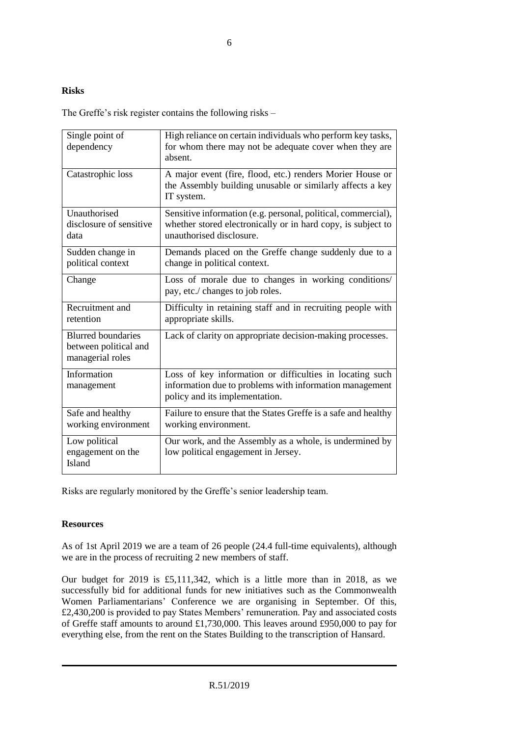**Risks**

The Greffe's risk register contains the following risks –

| | |
|---|---|
| Single point of dependency | High reliance on certain individuals who perform key tasks, for whom there may not be adequate cover when they are absent. |
| Catastrophic loss | A major event (fire, flood, etc.) renders Morier House or the Assembly building unusable or similarly affects a key IT system. |
| Unauthorised disclosure of sensitive data | Sensitive information (e.g. personal, political, commercial), whether stored electronically or in hard copy, is subject to unauthorised disclosure. |
| Sudden change in political context | Demands placed on the Greffe change suddenly due to a change in political context. |
| Change | Loss of morale due to changes in working conditions/ pay, etc./ changes to job roles. |
| Recruitment and retention | Difficulty in retaining staff and in recruiting people with appropriate skills. |
| Blurred boundaries between political and managerial roles | Lack of clarity on appropriate decision-making processes. |
| Information management | Loss of key information or difficulties in locating such information due to problems with information management policy and its implementation. |
| Safe and healthy working environment | Failure to ensure that the States Greffe is a safe and healthy working environment. |
| Low political engagement on the Island | Our work, and the Assembly as a whole, is undermined by low political engagement in Jersey. |

Risks are regularly monitored by the Greffe's senior leadership team.

**Resources**

As of 1st April 2019 we are a team of 26 people (24.4 full-time equivalents), although we are in the process of recruiting 2 new members of staff.

Our budget for 2019 is £5,111,342, which is a little more than in 2018, as we successfully bid for additional funds for new initiatives such as the Commonwealth Women Parliamentarians' Conference we are organising in September. Of this, £2,430,200 is provided to pay States Members' remuneration. Pay and associated costs of Greffe staff amounts to around £1,730,000. This leaves around £950,000 to pay for everything else, from the rent on the States Building to the transcription of Hansard.